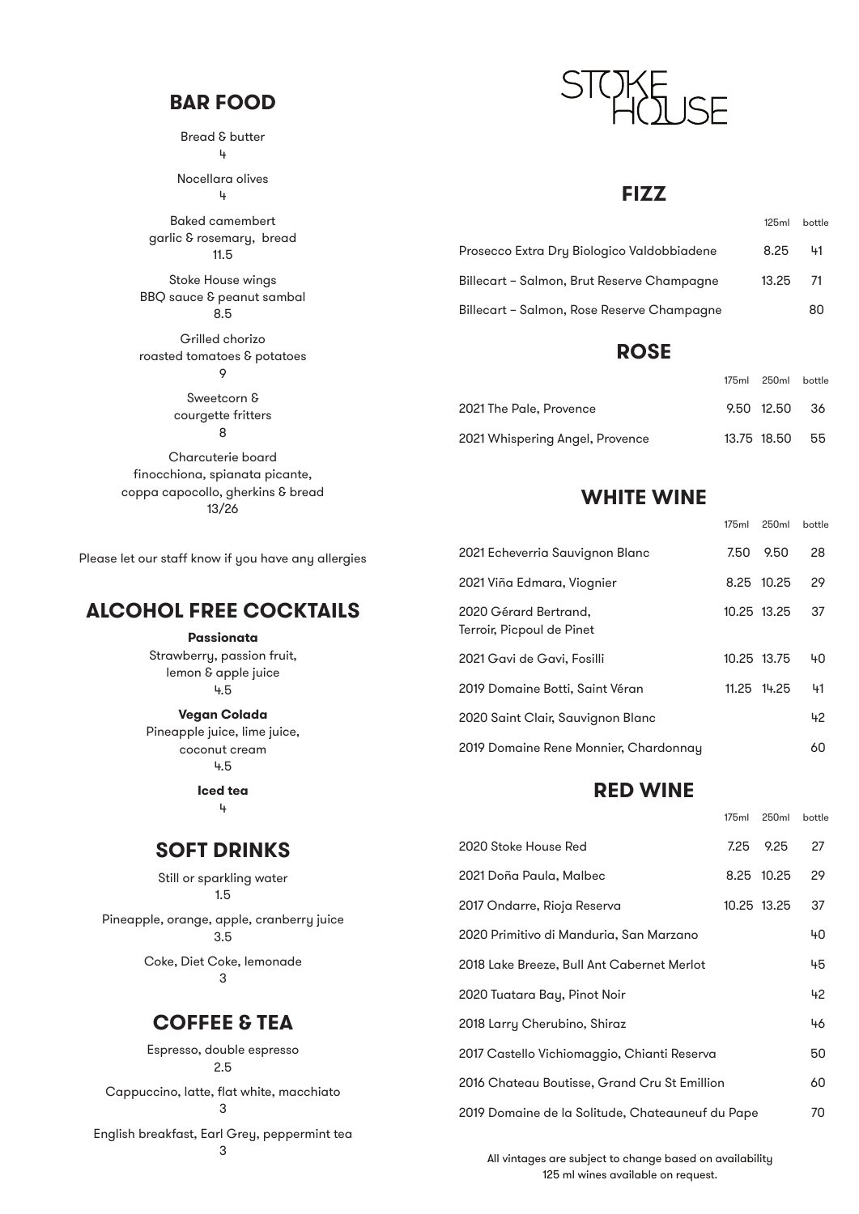# STOKE HOUSE

## BAR FOOD

Bread & butter
4

Nocellara olives
4

Baked camembert
garlic & rosemary, bread
11.5

Stoke House wings
BBQ sauce & peanut sambal
8.5

Grilled chorizo
roasted tomatoes & potatoes
9

Sweetcorn &
courgette fritters
8

Charcuterie board
finocchiona, spianata picante,
coppa capocollo, gherkins & bread
13/26

Please let our staff know if you have any allergies

## ALCOHOL FREE COCKTAILS

**Passionata**
Strawberry, passion fruit,
lemon & apple juice
4.5

**Vegan Colada**
Pineapple juice, lime juice,
coconut cream
4.5

**Iced tea**
4

## SOFT DRINKS

Still or sparkling water
1.5

Pineapple, orange, apple, cranberry juice
3.5

Coke, Diet Coke, lemonade
3

## COFFEE & TEA

Espresso, double espresso
2.5

Cappuccino, latte, flat white, macchiato
3

English breakfast, Earl Grey, peppermint tea
3

## FIZZ

| | 125ml | bottle |
|---|---|---|
| Prosecco Extra Dry Biologico Valdobbiadene | 8.25 | 41 |
| Billecart – Salmon, Brut Reserve Champagne | 13.25 | 71 |
| Billecart – Salmon, Rose Reserve Champagne | | 80 |

## ROSE

| | 175ml | 250ml | bottle |
|---|---|---|---|
| 2021 The Pale, Provence | 9.50 | 12.50 | 36 |
| 2021 Whispering Angel, Provence | 13.75 | 18.50 | 55 |

## WHITE WINE

| | 175ml | 250ml | bottle |
|---|---|---|---|
| 2021 Echeverria Sauvignon Blanc | 7.50 | 9.50 | 28 |
| 2021 Viña Edmara, Viognier | 8.25 | 10.25 | 29 |
| 2020 Gérard Bertrand, Terroir, Picpoul de Pinet | 10.25 | 13.25 | 37 |
| 2021 Gavi de Gavi, Fosilli | 10.25 | 13.75 | 40 |
| 2019 Domaine Botti, Saint Véran | 11.25 | 14.25 | 41 |
| 2020 Saint Clair, Sauvignon Blanc | | | 42 |
| 2019 Domaine Rene Monnier, Chardonnay | | | 60 |

## RED WINE

| | 175ml | 250ml | bottle |
|---|---|---|---|
| 2020 Stoke House Red | 7.25 | 9.25 | 27 |
| 2021 Doña Paula, Malbec | 8.25 | 10.25 | 29 |
| 2017 Ondarre, Rioja Reserva | 10.25 | 13.25 | 37 |
| 2020 Primitivo di Manduria, San Marzano | | | 40 |
| 2018 Lake Breeze, Bull Ant Cabernet Merlot | | | 45 |
| 2020 Tuatara Bay, Pinot Noir | | | 42 |
| 2018 Larry Cherubino, Shiraz | | | 46 |
| 2017 Castello Vichiomaggio, Chianti Reserva | | | 50 |
| 2016 Chateau Boutisse, Grand Cru St Emillion | | | 60 |
| 2019 Domaine de la Solitude, Chateauneuf du Pape | | | 70 |

All vintages are subject to change based on availability
125 ml wines available on request.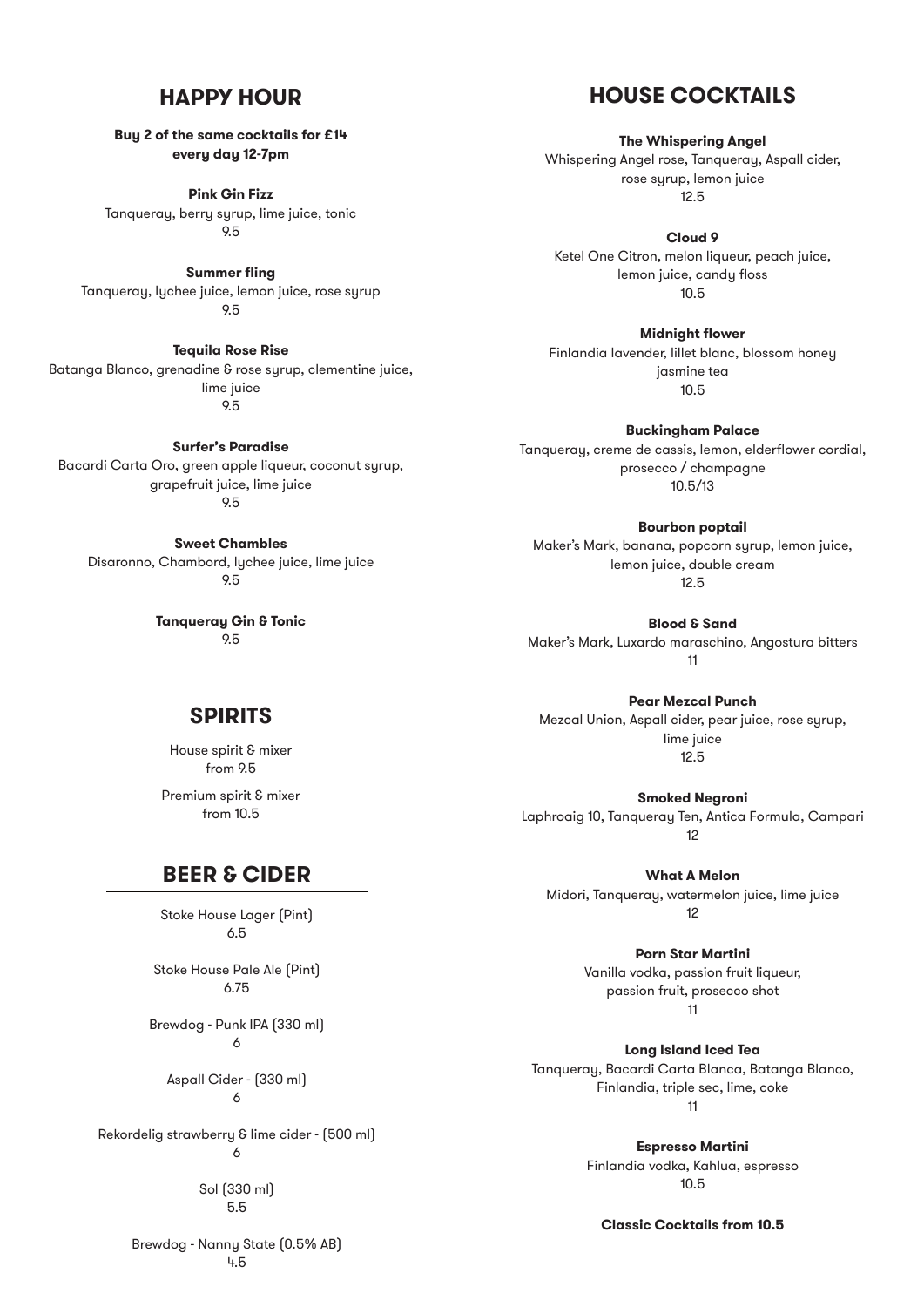## HAPPY HOUR

**Buy 2 of the same cocktails for £14 every day 12-7pm**

**Pink Gin Fizz**
Tanqueray, berry syrup, lime juice, tonic
9.5

**Summer fling**
Tanqueray, lychee juice, lemon juice, rose syrup
9.5

**Tequila Rose Rise**
Batanga Blanco, grenadine & rose syrup, clementine juice, lime juice
9.5

**Surfer's Paradise**
Bacardi Carta Oro, green apple liqueur, coconut syrup, grapefruit juice, lime juice
9.5

**Sweet Chambles**
Disaronno, Chambord, lychee juice, lime juice
9.5

**Tanqueray Gin & Tonic**
9.5

## SPIRITS

House spirit & mixer
from 9.5

Premium spirit & mixer
from 10.5

## BEER & CIDER

Stoke House Lager (Pint)
6.5

Stoke House Pale Ale (Pint)
6.75

Brewdog - Punk IPA (330 ml)
6

Aspall Cider - (330 ml)
6

Rekordelig strawberry & lime cider - (500 ml)
6

Sol (330 ml)
5.5

Brewdog - Nanny State (0.5% AB)
4.5

## HOUSE COCKTAILS

**The Whispering Angel**
Whispering Angel rose, Tanqueray, Aspall cider, rose syrup, lemon juice
12.5

**Cloud 9**
Ketel One Citron, melon liqueur, peach juice, lemon juice, candy floss
10.5

**Midnight flower**
Finlandia lavender, lillet blanc, blossom honey jasmine tea
10.5

**Buckingham Palace**
Tanqueray, creme de cassis, lemon, elderflower cordial, prosecco / champagne
10.5/13

**Bourbon poptail**
Maker's Mark, banana, popcorn syrup, lemon juice, lemon juice, double cream
12.5

**Blood & Sand**
Maker's Mark, Luxardo maraschino, Angostura bitters
11

**Pear Mezcal Punch**
Mezcal Union, Aspall cider, pear juice, rose syrup, lime juice
12.5

**Smoked Negroni**
Laphroaig 10, Tanqueray Ten, Antica Formula, Campari
12

**What A Melon**
Midori, Tanqueray, watermelon juice, lime juice
12

**Porn Star Martini**
Vanilla vodka, passion fruit liqueur, passion fruit, prosecco shot
11

**Long Island Iced Tea**
Tanqueray, Bacardi Carta Blanca, Batanga Blanco, Finlandia, triple sec, lime, coke
11

**Espresso Martini**
Finlandia vodka, Kahlua, espresso
10.5

**Classic Cocktails from 10.5**